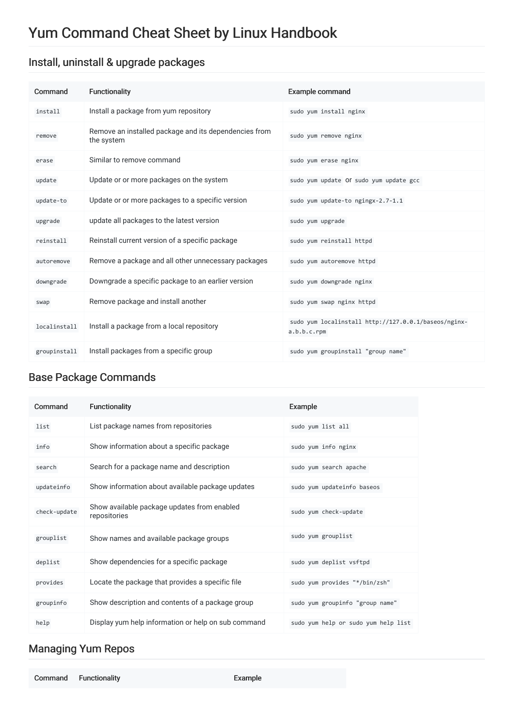# Yum Command Cheat Sheet by Linux Handbook

## Install, uninstall & upgrade packages

| Command | Functionality | Example command |
|---|---|---|
| `install` | Install a package from yum repository | `sudo yum install nginx` |
| `remove` | Remove an installed package and its dependencies from the system | `sudo yum remove nginx` |
| `erase` | Similar to remove command | `sudo yum erase nginx` |
| `update` | Update or or more packages on the system | `sudo yum update` or `sudo yum update gcc` |
| `update-to` | Update or or more packages to a specific version | `sudo yum update-to ngingx-2.7-1.1` |
| `upgrade` | update all packages to the latest version | `sudo yum upgrade` |
| `reinstall` | Reinstall current version of a specific package | `sudo yum reinstall httpd` |
| `autoremove` | Remove a package and all other unnecessary packages | `sudo yum autoremove httpd` |
| `downgrade` | Downgrade a specific package to an earlier version | `sudo yum downgrade nginx` |
| `swap` | Remove package and install another | `sudo yum swap nginx httpd` |
| `localinstall` | Install a package from a local repository | `sudo yum localinstall http://127.0.0.1/baseos/nginx-a.b.b.c.rpm` |
| `groupinstall` | Install packages from a specific group | `sudo yum groupinstall "group name"` |

## Base Package Commands

| Command | Functionality | Example |
|---|---|---|
| `list` | List package names from repositories | `sudo yum list all` |
| `info` | Show information about a specific package | `sudo yum info nginx` |
| `search` | Search for a package name and description | `sudo yum search apache` |
| `updateinfo` | Show information about available package updates | `sudo yum updateinfo baseos` |
| `check-update` | Show available package updates from enabled repositories | `sudo yum check-update` |
| `grouplist` | Show names and available package groups | `sudo yum grouplist` |
| `deplist` | Show dependencies for a specific package | `sudo yum deplist vsftpd` |
| `provides` | Locate the package that provides a specific file | `sudo yum provides "*/bin/zsh"` |
| `groupinfo` | Show description and contents of a package group | `sudo yum groupinfo "group name"` |
| `help` | Display yum help information or help on sub command | `sudo yum help or sudo yum help list` |

## Managing Yum Repos

| Command | Functionality | Example |
|---|---|---|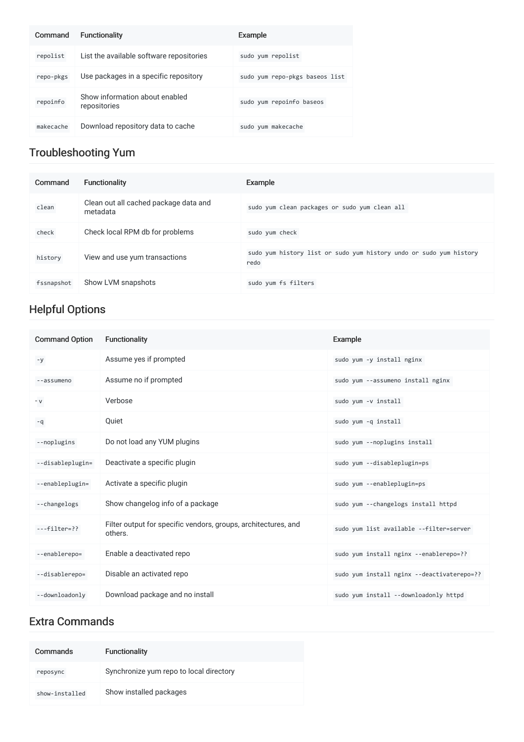| Command | Functionality | Example |
| --- | --- | --- |
| `repolist` | List the available software repositories | `sudo yum repolist` |
| `repo-pkgs` | Use packages in a specific repository | `sudo yum repo-pkgs baseos list` |
| `repoinfo` | Show information about enabled repositories | `sudo yum repoinfo baseos` |
| `makecache` | Download repository data to cache | `sudo yum makecache` |

## Troubleshooting Yum

| Command | Functionality | Example |
| --- | --- | --- |
| `clean` | Clean out all cached package data and metadata | `sudo yum clean packages or sudo yum clean all` |
| `check` | Check local RPM db for problems | `sudo yum check` |
| `history` | View and use yum transactions | `sudo yum history list or sudo yum history undo or sudo yum history redo` |
| `fssnapshot` | Show LVM snapshots | `sudo yum fs filters` |

## Helpful Options

| Command Option | Functionality | Example |
| --- | --- | --- |
| `-y` | Assume yes if prompted | `sudo yum -y install nginx` |
| `--assumeno` | Assume no if prompted | `sudo yum --assumeno install nginx` |
| `-v` | Verbose | `sudo yum -v install` |
| `-q` | Quiet | `sudo yum -q install` |
| `--noplugins` | Do not load any YUM plugins | `sudo yum --noplugins install` |
| `--disableplugin=` | Deactivate a specific plugin | `sudo yum --disableplugin=ps` |
| `--enableplugin=` | Activate a specific plugin | `sudo yum --enableplugin=ps` |
| `--changelogs` | Show changelog info of a package | `sudo yum --changelogs install httpd` |
| `---filter=??` | Filter output for specific vendors, groups, architectures, and others. | `sudo yum list available --filter=server` |
| `--enablerepo=` | Enable a deactivated repo | `sudo yum install nginx --enablerepo=??` |
| `--disablerepo=` | Disable an activated repo | `sudo yum install nginx --deactivaterepo=??` |
| `--downloadonly` | Download package and no install | `sudo yum install --downloadonly httpd` |

## Extra Commands

| Commands | Functionality |
| --- | --- |
| `reposync` | Synchronize yum repo to local directory |
| `show-installed` | Show installed packages |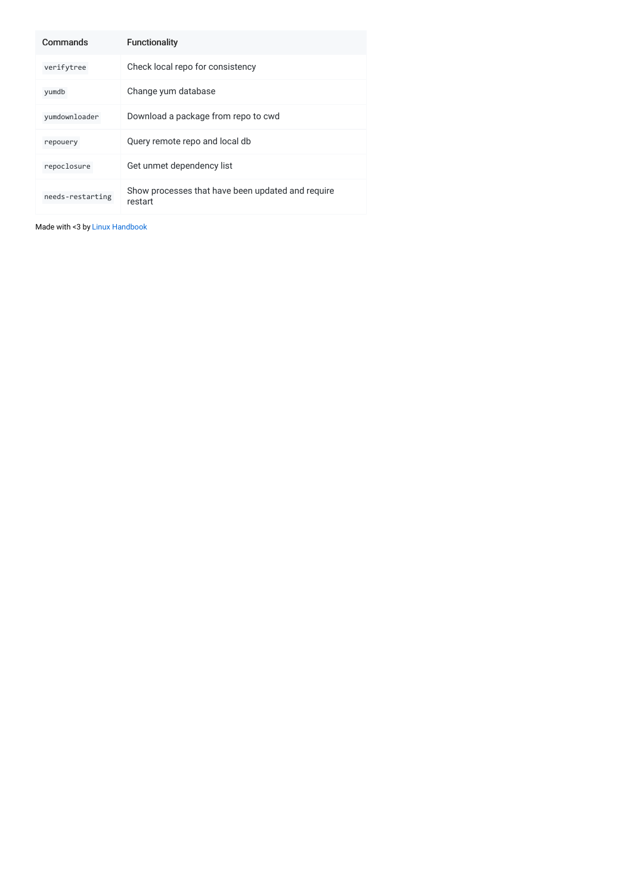| Commands | Functionality |
| --- | --- |
| `verifytree` | Check local repo for consistency |
| `yumdb` | Change yum database |
| `yumdownloader` | Download a package from repo to cwd |
| `repouery` | Query remote repo and local db |
| `repoclosure` | Get unmet dependency list |
| `needs-restarting` | Show processes that have been updated and require restart |

Made with <3 by Linux Handbook